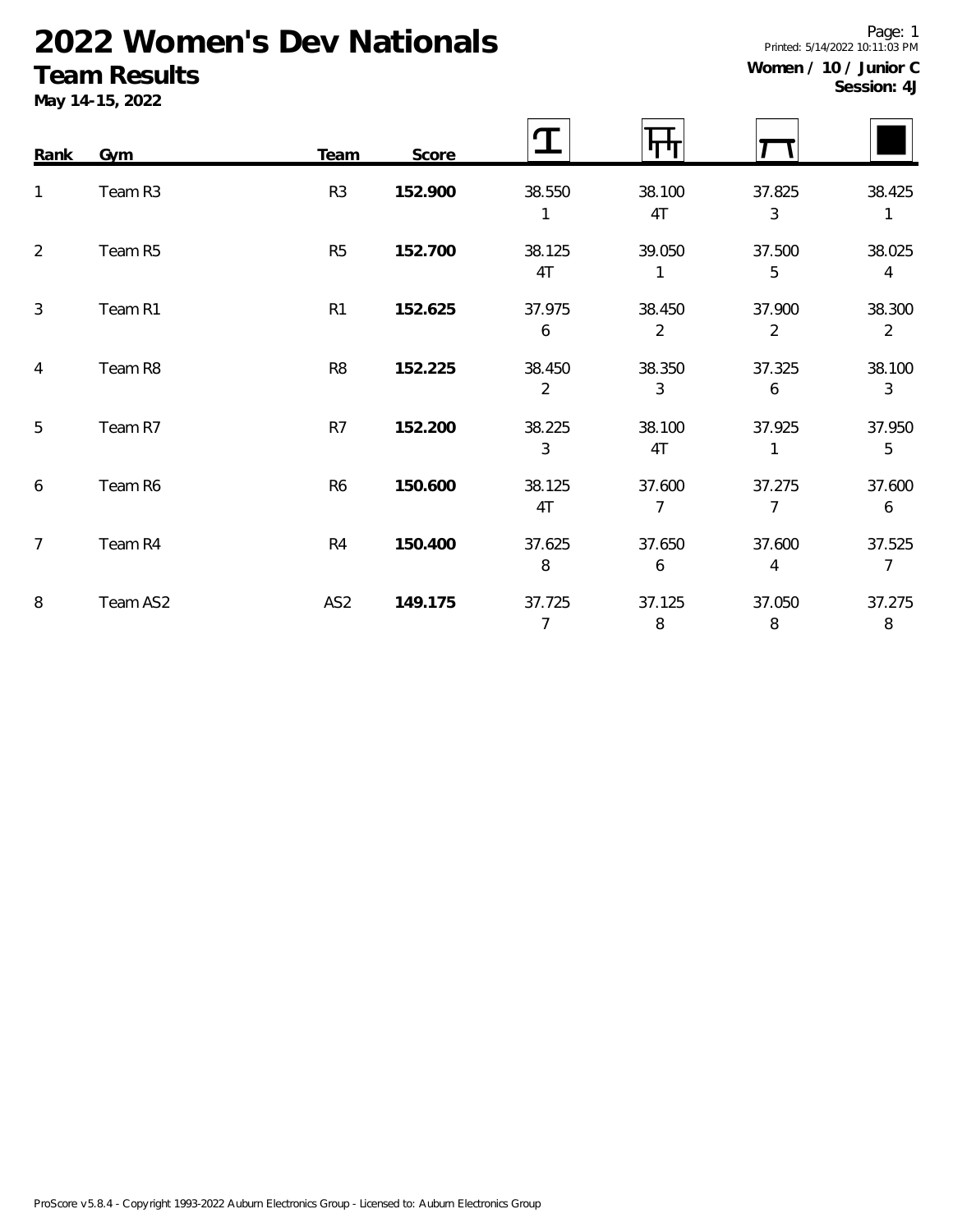# 2022 Women's Dev Nationals

## Team Results

**May 14-15, 2022**

**Women / 10 / Junior C**
**Session: 4J**

| Rank | Gym | Team | Score | Vault | Bars | Beam | Floor |
|---|---|---|---|---|---|---|---|
| 1 | Team R3 | R3 | **152.900** | 38.550<br>1 | 38.100<br>4T | 37.825<br>3 | 38.425<br>1 |
| 2 | Team R5 | R5 | **152.700** | 38.125<br>4T | 39.050<br>1 | 37.500<br>5 | 38.025<br>4 |
| 3 | Team R1 | R1 | **152.625** | 37.975<br>6 | 38.450<br>2 | 37.900<br>2 | 38.300<br>2 |
| 4 | Team R8 | R8 | **152.225** | 38.450<br>2 | 38.350<br>3 | 37.325<br>6 | 38.100<br>3 |
| 5 | Team R7 | R7 | **152.200** | 38.225<br>3 | 38.100<br>4T | 37.925<br>1 | 37.950<br>5 |
| 6 | Team R6 | R6 | **150.600** | 38.125<br>4T | 37.600<br>7 | 37.275<br>7 | 37.600<br>6 |
| 7 | Team R4 | R4 | **150.400** | 37.625<br>8 | 37.650<br>6 | 37.600<br>4 | 37.525<br>7 |
| 8 | Team AS2 | AS2 | **149.175** | 37.725<br>7 | 37.125<br>8 | 37.050<br>8 | 37.275<br>8 |

ProScore v5.8.4 - Copyright 1993-2022 Auburn Electronics Group - Licensed to: Auburn Electronics Group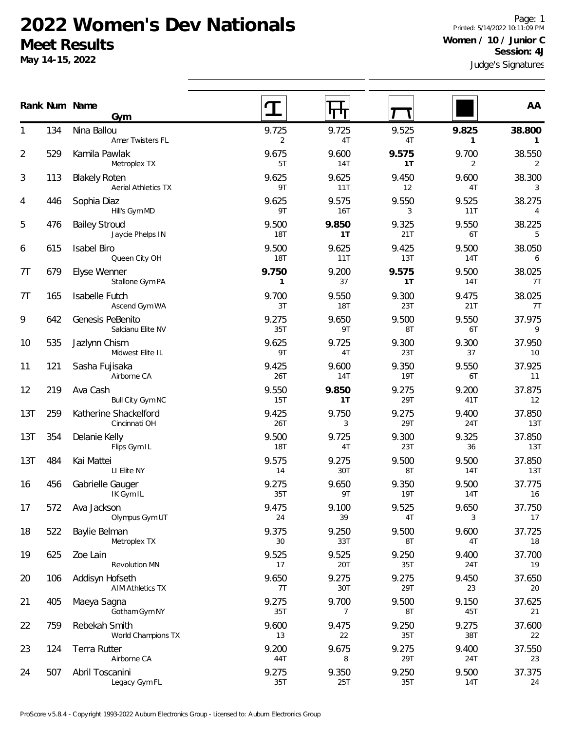# 2022 Women's Dev Nationals

## Meet Results

**May 14-15, 2022**

Page: 1
Printed: 5/14/2022 10:11:09 PM

**Women / 10 / Junior C**
**Session: 4J**

Judge's Signatures

| Rank | Num | Name / Gym | Vault | Bars | Beam | Floor | AA |
|---|---|---|---|---|---|---|---|
| 1 | 134 | Nina Ballou<br>Amer Twisters FL | 9.725<br>2 | 9.725<br>4T | 9.525<br>4T | **9.825**<br>**1** | **38.800**<br>**1** |
| 2 | 529 | Kamila Pawlak<br>Metroplex TX | 9.675<br>5T | 9.600<br>14T | **9.575**<br>**1T** | 9.700<br>2 | 38.550<br>2 |
| 3 | 113 | Blakely Roten<br>Aerial Athletics TX | 9.625<br>9T | 9.625<br>11T | 9.450<br>12 | 9.600<br>4T | 38.300<br>3 |
| 4 | 446 | Sophia Diaz<br>Hill's Gym MD | 9.625<br>9T | 9.575<br>16T | 9.550<br>3 | 9.525<br>11T | 38.275<br>4 |
| 5 | 476 | Bailey Stroud<br>Jaycie Phelps IN | 9.500<br>18T | **9.850**<br>**1T** | 9.325<br>21T | 9.550<br>6T | 38.225<br>5 |
| 6 | 615 | Isabel Biro<br>Queen City OH | 9.500<br>18T | 9.625<br>11T | 9.425<br>13T | 9.500<br>14T | 38.050<br>6 |
| 7T | 679 | Elyse Wenner<br>Stallone Gym PA | **9.750**<br>**1** | 9.200<br>37 | **9.575**<br>**1T** | 9.500<br>14T | 38.025<br>7T |
| 7T | 165 | Isabelle Futch<br>Ascend Gym WA | 9.700<br>3T | 9.550<br>18T | 9.300<br>23T | 9.475<br>21T | 38.025<br>7T |
| 9 | 642 | Genesis PeBenito<br>Salcianu Elite NV | 9.275<br>35T | 9.650<br>9T | 9.500<br>8T | 9.550<br>6T | 37.975<br>9 |
| 10 | 535 | Jazlynn Chism<br>Midwest Elite IL | 9.625<br>9T | 9.725<br>4T | 9.300<br>23T | 9.300<br>37 | 37.950<br>10 |
| 11 | 121 | Sasha Fujisaka<br>Airborne CA | 9.425<br>26T | 9.600<br>14T | 9.350<br>19T | 9.550<br>6T | 37.925<br>11 |
| 12 | 219 | Ava Cash<br>Bull City Gym NC | 9.550<br>15T | **9.850**<br>**1T** | 9.275<br>29T | 9.200<br>41T | 37.875<br>12 |
| 13T | 259 | Katherine Shackelford<br>Cincinnati OH | 9.425<br>26T | 9.750<br>3 | 9.275<br>29T | 9.400<br>24T | 37.850<br>13T |
| 13T | 354 | Delanie Kelly<br>Flips Gym IL | 9.500<br>18T | 9.725<br>4T | 9.300<br>23T | 9.325<br>36 | 37.850<br>13T |
| 13T | 484 | Kai Mattei<br>LI Elite NY | 9.575<br>14 | 9.275<br>30T | 9.500<br>8T | 9.500<br>14T | 37.850<br>13T |
| 16 | 456 | Gabrielle Gauger<br>IK Gym IL | 9.275<br>35T | 9.650<br>9T | 9.350<br>19T | 9.500<br>14T | 37.775<br>16 |
| 17 | 572 | Ava Jackson<br>Olympus Gym UT | 9.475<br>24 | 9.100<br>39 | 9.525<br>4T | 9.650<br>3 | 37.750<br>17 |
| 18 | 522 | Baylie Belman<br>Metroplex TX | 9.375<br>30 | 9.250<br>33T | 9.500<br>8T | 9.600<br>4T | 37.725<br>18 |
| 19 | 625 | Zoe Lain<br>Revolution MN | 9.525<br>17 | 9.525<br>20T | 9.250<br>35T | 9.400<br>24T | 37.700<br>19 |
| 20 | 106 | Addisyn Hofseth<br>AIM Athletics TX | 9.650<br>7T | 9.275<br>30T | 9.275<br>29T | 9.450<br>23 | 37.650<br>20 |
| 21 | 405 | Maeya Sagna<br>Gotham Gym NY | 9.275<br>35T | 9.700<br>7 | 9.500<br>8T | 9.150<br>45T | 37.625<br>21 |
| 22 | 759 | Rebekah Smith<br>World Champions TX | 9.600<br>13 | 9.475<br>22 | 9.250<br>35T | 9.275<br>38T | 37.600<br>22 |
| 23 | 124 | Terra Rutter<br>Airborne CA | 9.200<br>44T | 9.675<br>8 | 9.275<br>29T | 9.400<br>24T | 37.550<br>23 |
| 24 | 507 | Abril Toscanini<br>Legacy Gym FL | 9.275<br>35T | 9.350<br>25T | 9.250<br>35T | 9.500<br>14T | 37.375<br>24 |

ProScore v5.8.4 - Copyright 1993-2022 Auburn Electronics Group - Licensed to: Auburn Electronics Group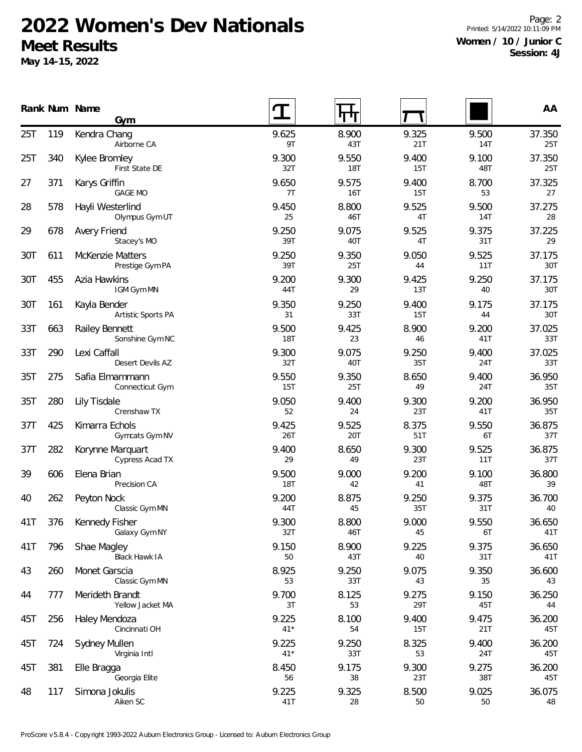# 2022 Women's Dev Nationals

## Meet Results

**May 14-15, 2022**

**Women / 10 / Junior C**
**Session: 4J**

| Rank | Num | Name / Gym | Vault | Bars | Beam | Floor | AA |
|---|---|---|---|---|---|---|---|
| 25T | 119 | Kendra Chang<br>Airborne CA | 9.625<br>9T | 8.900<br>43T | 9.325<br>21T | 9.500<br>14T | 37.350<br>25T |
| 25T | 340 | Kylee Bromley<br>First State DE | 9.300<br>32T | 9.550<br>18T | 9.400<br>15T | 9.100<br>48T | 37.350<br>25T |
| 27 | 371 | Karys Griffin<br>GAGE MO | 9.650<br>7T | 9.575<br>16T | 9.400<br>15T | 8.700<br>53 | 37.325<br>27 |
| 28 | 578 | Hayli Westerlind<br>Olympus Gym UT | 9.450<br>25 | 8.800<br>46T | 9.525<br>4T | 9.500<br>14T | 37.275<br>28 |
| 29 | 678 | Avery Friend<br>Stacey's MO | 9.250<br>39T | 9.075<br>40T | 9.525<br>4T | 9.375<br>31T | 37.225<br>29 |
| 30T | 611 | McKenzie Matters<br>Prestige Gym PA | 9.250<br>39T | 9.350<br>25T | 9.050<br>44 | 9.525<br>11T | 37.175<br>30T |
| 30T | 455 | Azia Hawkins<br>IGM Gym MN | 9.200<br>44T | 9.300<br>29 | 9.425<br>13T | 9.250<br>40 | 37.175<br>30T |
| 30T | 161 | Kayla Bender<br>Artistic Sports PA | 9.350<br>31 | 9.250<br>33T | 9.400<br>15T | 9.175<br>44 | 37.175<br>30T |
| 33T | 663 | Railey Bennett<br>Sonshine Gym NC | 9.500<br>18T | 9.425<br>23 | 8.900<br>46 | 9.200<br>41T | 37.025<br>33T |
| 33T | 290 | Lexi Caffall<br>Desert Devils AZ | 9.300<br>32T | 9.075<br>40T | 9.250<br>35T | 9.400<br>24T | 37.025<br>33T |
| 35T | 275 | Safia Elmammann<br>Connecticut Gym | 9.550<br>15T | 9.350<br>25T | 8.650<br>49 | 9.400<br>24T | 36.950<br>35T |
| 35T | 280 | Lily Tisdale<br>Crenshaw TX | 9.050<br>52 | 9.400<br>24 | 9.300<br>23T | 9.200<br>41T | 36.950<br>35T |
| 37T | 425 | Kimarra Echols<br>Gymcats Gym NV | 9.425<br>26T | 9.525<br>20T | 8.375<br>51T | 9.550<br>6T | 36.875<br>37T |
| 37T | 282 | Korynne Marquart<br>Cypress Acad TX | 9.400<br>29 | 8.650<br>49 | 9.300<br>23T | 9.525<br>11T | 36.875<br>37T |
| 39 | 606 | Elena Brian<br>Precision CA | 9.500<br>18T | 9.000<br>42 | 9.200<br>41 | 9.100<br>48T | 36.800<br>39 |
| 40 | 262 | Peyton Nock<br>Classic Gym MN | 9.200<br>44T | 8.875<br>45 | 9.250<br>35T | 9.375<br>31T | 36.700<br>40 |
| 41T | 376 | Kennedy Fisher<br>Galaxy Gym NY | 9.300<br>32T | 8.800<br>46T | 9.000<br>45 | 9.550<br>6T | 36.650<br>41T |
| 41T | 796 | Shae Magley<br>Black Hawk IA | 9.150<br>50 | 8.900<br>43T | 9.225<br>40 | 9.375<br>31T | 36.650<br>41T |
| 43 | 260 | Monet Garscia<br>Classic Gym MN | 8.925<br>53 | 9.250<br>33T | 9.075<br>43 | 9.350<br>35 | 36.600<br>43 |
| 44 | 777 | Merideth Brandt<br>Yellow Jacket MA | 9.700<br>3T | 8.125<br>53 | 9.275<br>29T | 9.150<br>45T | 36.250<br>44 |
| 45T | 256 | Haley Mendoza<br>Cincinnati OH | 9.225<br>41* | 8.100<br>54 | 9.400<br>15T | 9.475<br>21T | 36.200<br>45T |
| 45T | 724 | Sydney Mullen<br>Virginia Intl | 9.225<br>41* | 9.250<br>33T | 8.325<br>53 | 9.400<br>24T | 36.200<br>45T |
| 45T | 381 | Elle Bragga<br>Georgia Elite | 8.450<br>56 | 9.175<br>38 | 9.300<br>23T | 9.275<br>38T | 36.200<br>45T |
| 48 | 117 | Simona Jokulis<br>Aiken SC | 9.225<br>41T | 9.325<br>28 | 8.500<br>50 | 9.025<br>50 | 36.075<br>48 |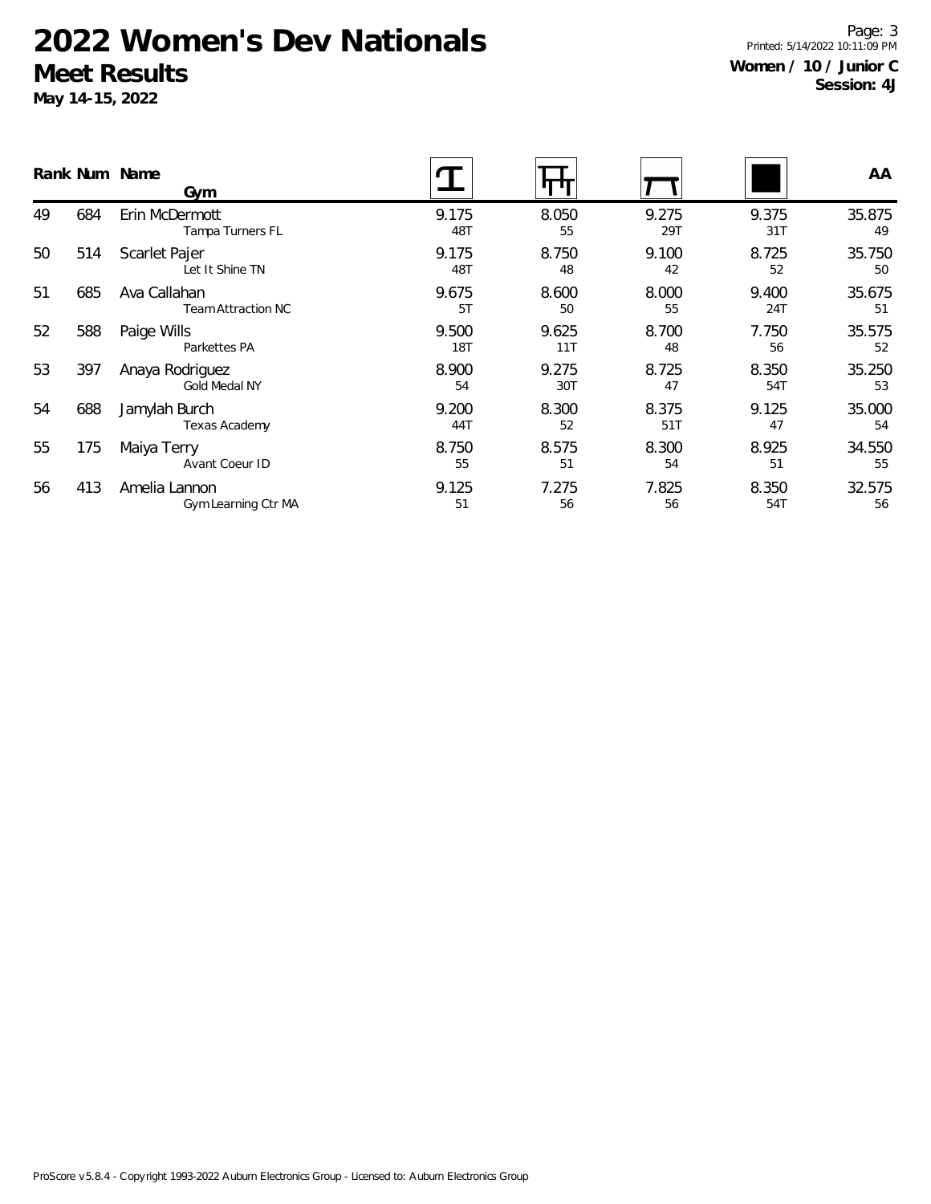# 2022 Women's Dev Nationals

## Meet Results

**May 14-15, 2022**

**Women / 10 / Junior C**
**Session: 4J**

| Rank | Num | Name / Gym | Vault | Bars | Beam | Floor | AA |
|---|---|---|---|---|---|---|---|
| 49 | 684 | Erin McDermott<br>Tampa Turners FL | 9.175<br>48T | 8.050<br>55 | 9.275<br>29T | 9.375<br>31T | 35.875<br>49 |
| 50 | 514 | Scarlet Pajer<br>Let It Shine TN | 9.175<br>48T | 8.750<br>48 | 9.100<br>42 | 8.725<br>52 | 35.750<br>50 |
| 51 | 685 | Ava Callahan<br>Team Attraction NC | 9.675<br>5T | 8.600<br>50 | 8.000<br>55 | 9.400<br>24T | 35.675<br>51 |
| 52 | 588 | Paige Wills<br>Parkettes PA | 9.500<br>18T | 9.625<br>11T | 8.700<br>48 | 7.750<br>56 | 35.575<br>52 |
| 53 | 397 | Anaya Rodriguez<br>Gold Medal NY | 8.900<br>54 | 9.275<br>30T | 8.725<br>47 | 8.350<br>54T | 35.250<br>53 |
| 54 | 688 | Jamylah Burch<br>Texas Academy | 9.200<br>44T | 8.300<br>52 | 8.375<br>51T | 9.125<br>47 | 35.000<br>54 |
| 55 | 175 | Maiya Terry<br>Avant Coeur ID | 8.750<br>55 | 8.575<br>51 | 8.300<br>54 | 8.925<br>51 | 34.550<br>55 |
| 56 | 413 | Amelia Lannon<br>Gym Learning Ctr MA | 9.125<br>51 | 7.275<br>56 | 7.825<br>56 | 8.350<br>54T | 32.575<br>56 |